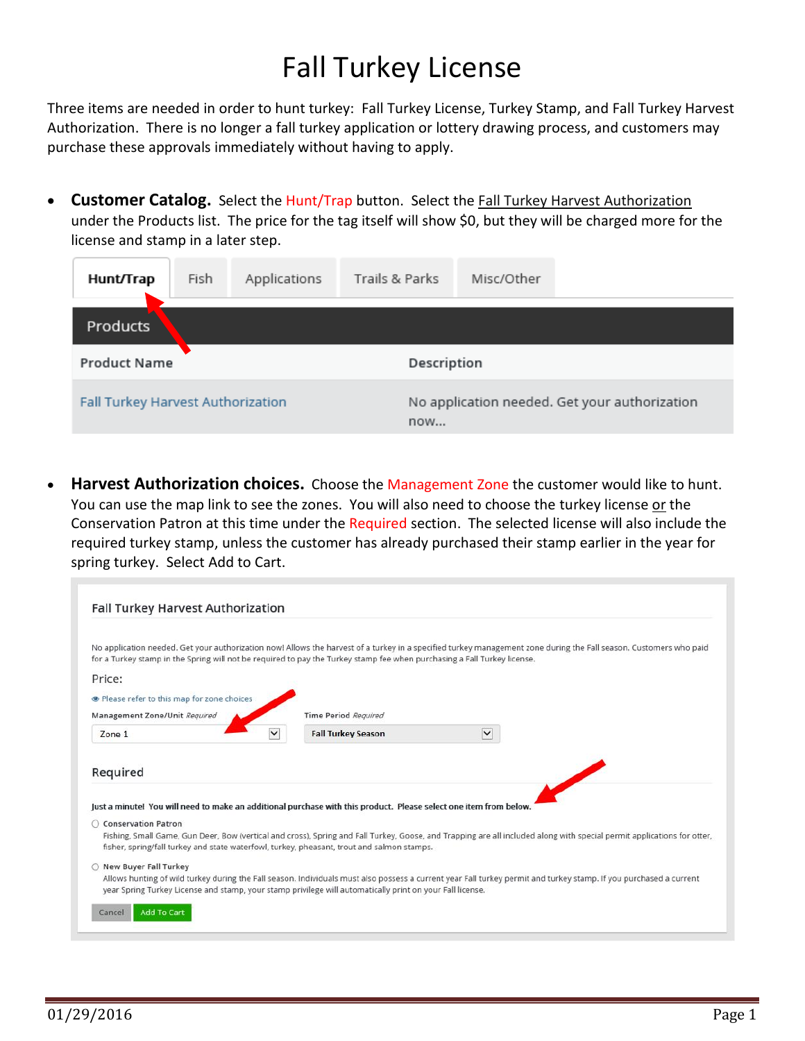# Fall Turkey License

Three items are needed in order to hunt turkey: Fall Turkey License, Turkey Stamp, and Fall Turkey Harvest Authorization. There is no longer a fall turkey application or lottery drawing process, and customers may purchase these approvals immediately without having to apply.

- **Customer Catalog.** Select the Hunt/Trap button. Select the Fall Turkey Harvest Authorization under the Products list. The price for the tag itself will show $0, but they will be charged more for the license and stamp in a later step.

Hunt/Trap | Fish | Applications | Trails & Parks | Misc/Other

**Products**

| Product Name | Description |
|---|---|
| Fall Turkey Harvest Authorization | No application needed. Get your authorization now... |

- **Harvest Authorization choices.** Choose the Management Zone the customer would like to hunt. You can use the map link to see the zones. You will also need to choose the turkey license or the Conservation Patron at this time under the Required section. The selected license will also include the required turkey stamp, unless the customer has already purchased their stamp earlier in the year for spring turkey. Select Add to Cart.

**Fall Turkey Harvest Authorization**

No application needed. Get your authorization now! Allows the harvest of a turkey in a specified turkey management zone during the Fall season. Customers who paid for a Turkey stamp in the Spring will not be required to pay the Turkey stamp fee when purchasing a Fall Turkey license.

Price:

Please refer to this map for zone choices

Management Zone/Unit *Required*: Zone 1

Time Period *Required*: Fall Turkey Season

**Required**

Just a minute! You will need to make an additional purchase with this product. Please select one item from below.

- ○ Conservation Patron
  Fishing, Small Game, Gun Deer, Bow (vertical and cross), Spring and Fall Turkey, Goose, and Trapping are all included along with special permit applications for otter, fisher, spring/fall turkey and state waterfowl, turkey, pheasant, trout and salmon stamps.
- ○ New Buyer Fall Turkey
  Allows hunting of wild turkey during the Fall season. Individuals must also possess a current year Fall turkey permit and turkey stamp. If you purchased a current year Spring Turkey License and stamp, your stamp privilege will automatically print on your Fall license.

Cancel | Add To Cart

01/29/2016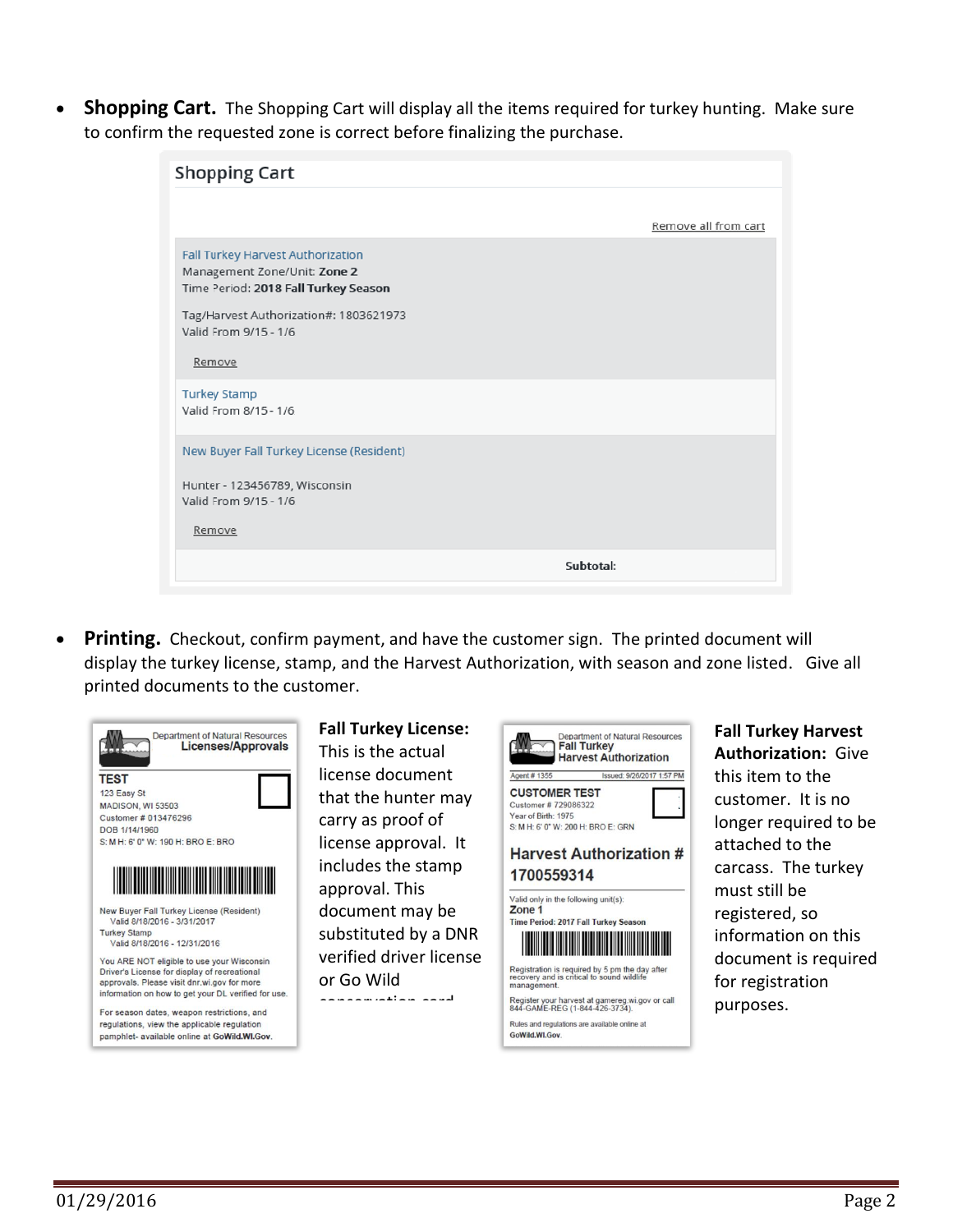- **Shopping Cart.** The Shopping Cart will display all the items required for turkey hunting. Make sure to confirm the requested zone is correct before finalizing the purchase.

Shopping Cart

Remove all from cart

Fall Turkey Harvest Authorization
Management Zone/Unit: **Zone 2**
Time Period: **2018 Fall Turkey Season**

Tag/Harvest Authorization#: 1803621973
Valid From 9/15 - 1/6

Remove

Turkey Stamp
Valid From 8/15 - 1/6

New Buyer Fall Turkey License (Resident)

Hunter - 123456789, Wisconsin
Valid From 9/15 - 1/6

Remove

**Subtotal:**

- **Printing.** Checkout, confirm payment, and have the customer sign. The printed document will display the turkey license, stamp, and the Harvest Authorization, with season and zone listed. Give all printed documents to the customer.

Department of Natural Resources
**Licenses/Approvals**

**TEST**
123 Easy St
MADISON, WI 53503
Customer # 013476296
DOB 1/14/1960
S: M H: 6' 0" W: 190 H: BRO E: BRO

New Buyer Fall Turkey License (Resident)
Valid 8/18/2016 - 3/31/2017
Turkey Stamp
Valid 8/18/2016 - 12/31/2016

You ARE NOT eligible to use your Wisconsin Driver's License for display of recreational approvals. Please visit dnr.wi.gov for more information on how to get your DL verified for use.

For season dates, weapon restrictions, and regulations, view the applicable regulation pamphlet- available online at **GoWild.WI.Gov.**

**Fall Turkey License:** This is the actual license document that the hunter may carry as proof of license approval. It includes the stamp approval. This document may be substituted by a DNR verified driver license or Go Wild conservation card

Department of Natural Resources
**Fall Turkey Harvest Authorization**

Agent # 1355 Issued: 9/26/2017 1:57 PM

**CUSTOMER TEST**
Customer # 729086322
Year of Birth: 1975
S: M H: 6' 0" W: 200 H: BRO E: GRN

**Harvest Authorization # 1700559314**

Valid only in the following unit(s):
**Zone 1**
**Time Period: 2017 Fall Turkey Season**

Registration is required by 5 pm the day after recovery and is critical to sound wildlife management.

Register your harvest at gamereg.wi.gov or call 844-GAME-REG (1-844-426-3734).

Rules and regulations are available online at **GoWild.WI.Gov.**

**Fall Turkey Harvest Authorization:** Give this item to the customer. It is no longer required to be attached to the carcass. The turkey must still be registered, so information on this document is required for registration purposes.

01/29/2016